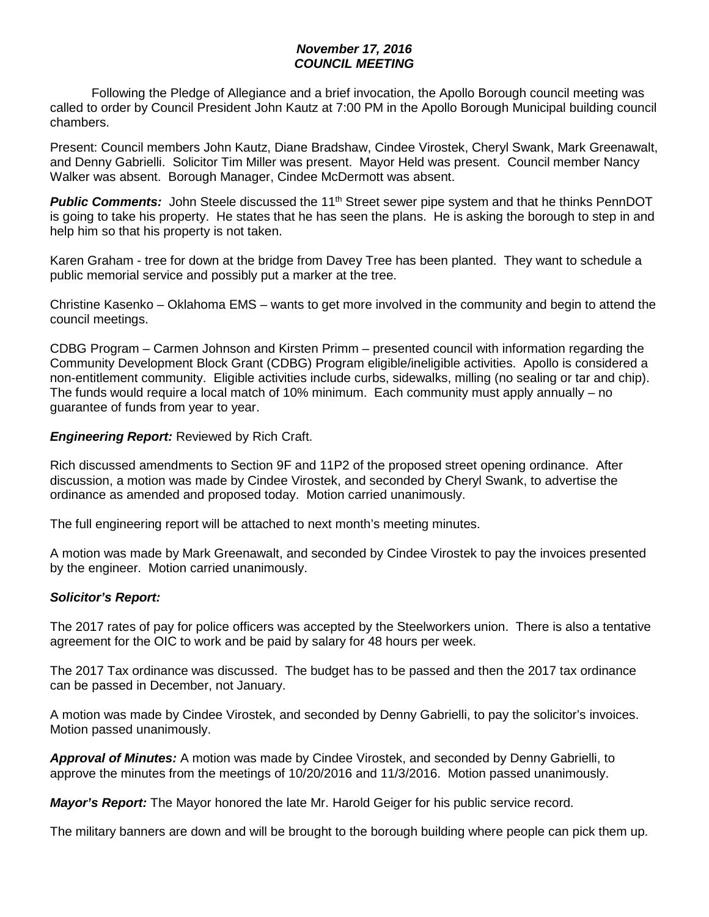***November 17, 2016***
***COUNCIL MEETING***

Following the Pledge of Allegiance and a brief invocation, the Apollo Borough council meeting was called to order by Council President John Kautz at 7:00 PM in the Apollo Borough Municipal building council chambers.

Present: Council members John Kautz, Diane Bradshaw, Cindee Virostek, Cheryl Swank, Mark Greenawalt, and Denny Gabrielli. Solicitor Tim Miller was present. Mayor Held was present. Council member Nancy Walker was absent. Borough Manager, Cindee McDermott was absent.

***Public Comments:*** John Steele discussed the 11th Street sewer pipe system and that he thinks PennDOT is going to take his property. He states that he has seen the plans. He is asking the borough to step in and help him so that his property is not taken.

Karen Graham - tree for down at the bridge from Davey Tree has been planted. They want to schedule a public memorial service and possibly put a marker at the tree.

Christine Kasenko – Oklahoma EMS – wants to get more involved in the community and begin to attend the council meetings.

CDBG Program – Carmen Johnson and Kirsten Primm – presented council with information regarding the Community Development Block Grant (CDBG) Program eligible/ineligible activities. Apollo is considered a non-entitlement community. Eligible activities include curbs, sidewalks, milling (no sealing or tar and chip). The funds would require a local match of 10% minimum. Each community must apply annually – no guarantee of funds from year to year.

***Engineering Report:*** Reviewed by Rich Craft.

Rich discussed amendments to Section 9F and 11P2 of the proposed street opening ordinance. After discussion, a motion was made by Cindee Virostek, and seconded by Cheryl Swank, to advertise the ordinance as amended and proposed today. Motion carried unanimously.

The full engineering report will be attached to next month's meeting minutes.

A motion was made by Mark Greenawalt, and seconded by Cindee Virostek to pay the invoices presented by the engineer. Motion carried unanimously.

***Solicitor's Report:***

The 2017 rates of pay for police officers was accepted by the Steelworkers union. There is also a tentative agreement for the OIC to work and be paid by salary for 48 hours per week.

The 2017 Tax ordinance was discussed. The budget has to be passed and then the 2017 tax ordinance can be passed in December, not January.

A motion was made by Cindee Virostek, and seconded by Denny Gabrielli, to pay the solicitor's invoices. Motion passed unanimously.

***Approval of Minutes:*** A motion was made by Cindee Virostek, and seconded by Denny Gabrielli, to approve the minutes from the meetings of 10/20/2016 and 11/3/2016. Motion passed unanimously.

***Mayor's Report:*** The Mayor honored the late Mr. Harold Geiger for his public service record.

The military banners are down and will be brought to the borough building where people can pick them up.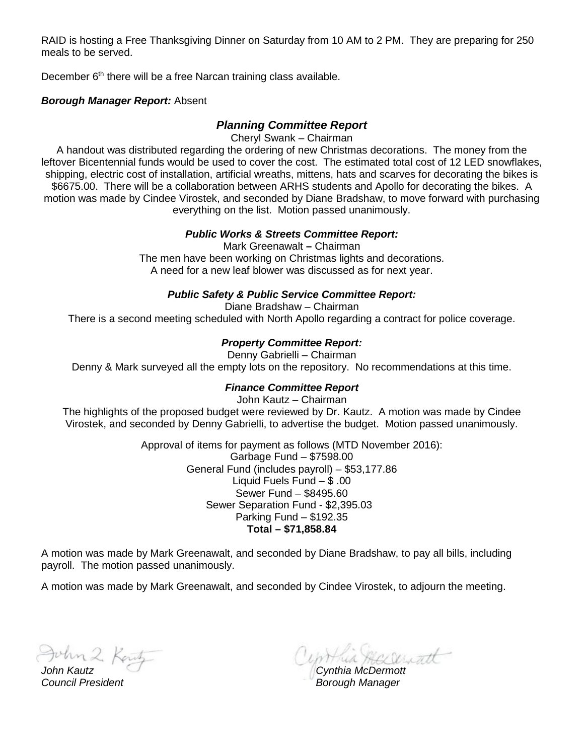RAID is hosting a Free Thanksgiving Dinner on Saturday from 10 AM to 2 PM. They are preparing for 250 meals to be served.

December 6th there will be a free Narcan training class available.

***Borough Manager Report:*** Absent

### *Planning Committee Report*

Cheryl Swank – Chairman

A handout was distributed regarding the ordering of new Christmas decorations. The money from the leftover Bicentennial funds would be used to cover the cost. The estimated total cost of 12 LED snowflakes, shipping, electric cost of installation, artificial wreaths, mittens, hats and scarves for decorating the bikes is $6675.00. There will be a collaboration between ARHS students and Apollo for decorating the bikes. A motion was made by Cindee Virostek, and seconded by Diane Bradshaw, to move forward with purchasing everything on the list. Motion passed unanimously.

#### *Public Works & Streets Committee Report:*

Mark Greenawalt **–** Chairman

The men have been working on Christmas lights and decorations.

A need for a new leaf blower was discussed as for next year.

#### *Public Safety & Public Service Committee Report:*

Diane Bradshaw – Chairman

There is a second meeting scheduled with North Apollo regarding a contract for police coverage.

#### *Property Committee Report:*

Denny Gabrielli – Chairman

Denny & Mark surveyed all the empty lots on the repository. No recommendations at this time.

#### *Finance Committee Report*

John Kautz – Chairman

The highlights of the proposed budget were reviewed by Dr. Kautz. A motion was made by Cindee Virostek, and seconded by Denny Gabrielli, to advertise the budget. Motion passed unanimously.

Approval of items for payment as follows (MTD November 2016):

Garbage Fund – $7598.00

General Fund (includes payroll) – $53,177.86

Liquid Fuels Fund – $ .00

Sewer Fund – $8495.60

Sewer Separation Fund - $2,395.03

Parking Fund – $192.35

**Total – $71,858.84**

A motion was made by Mark Greenawalt, and seconded by Diane Bradshaw, to pay all bills, including payroll. The motion passed unanimously.

A motion was made by Mark Greenawalt, and seconded by Cindee Virostek, to adjourn the meeting.

*John Kautz*
*Council President*

*Cynthia McDermott*
*Borough Manager*